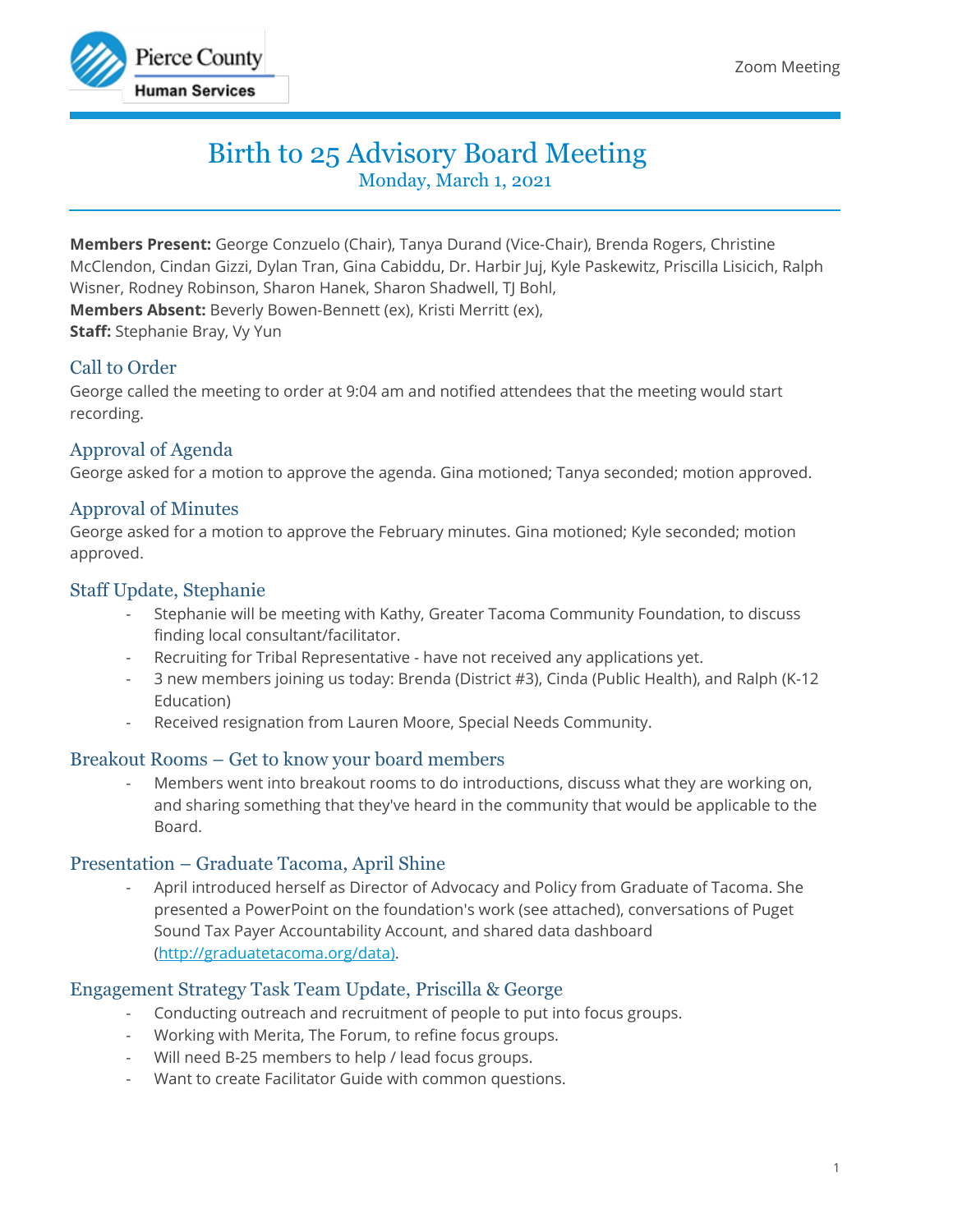Zoom Meeting

# Birth to 25 Advisory Board Meeting

Monday, March 1, 2021

**Members Present:** George Conzuelo (Chair), Tanya Durand (Vice-Chair), Brenda Rogers, Christine McClendon, Cindan Gizzi, Dylan Tran, Gina Cabiddu, Dr. Harbir Juj, Kyle Paskewitz, Priscilla Lisicich, Ralph Wisner, Rodney Robinson, Sharon Hanek, Sharon Shadwell, TJ Bohl,
**Members Absent:** Beverly Bowen-Bennett (ex), Kristi Merritt (ex),
**Staff:** Stephanie Bray, Vy Yun

## Call to Order

George called the meeting to order at 9:04 am and notified attendees that the meeting would start recording.

## Approval of Agenda

George asked for a motion to approve the agenda. Gina motioned; Tanya seconded; motion approved.

## Approval of Minutes

George asked for a motion to approve the February minutes. Gina motioned; Kyle seconded; motion approved.

## Staff Update, Stephanie

- Stephanie will be meeting with Kathy, Greater Tacoma Community Foundation, to discuss finding local consultant/facilitator.
- Recruiting for Tribal Representative - have not received any applications yet.
- 3 new members joining us today: Brenda (District #3), Cinda (Public Health), and Ralph (K-12 Education)
- Received resignation from Lauren Moore, Special Needs Community.

## Breakout Rooms – Get to know your board members

- Members went into breakout rooms to do introductions, discuss what they are working on, and sharing something that they've heard in the community that would be applicable to the Board.

## Presentation – Graduate Tacoma, April Shine

- April introduced herself as Director of Advocacy and Policy from Graduate of Tacoma. She presented a PowerPoint on the foundation's work (see attached), conversations of Puget Sound Tax Payer Accountability Account, and shared data dashboard (http://graduatetacoma.org/data).

## Engagement Strategy Task Team Update, Priscilla & George

- Conducting outreach and recruitment of people to put into focus groups.
- Working with Merita, The Forum, to refine focus groups.
- Will need B-25 members to help / lead focus groups.
- Want to create Facilitator Guide with common questions.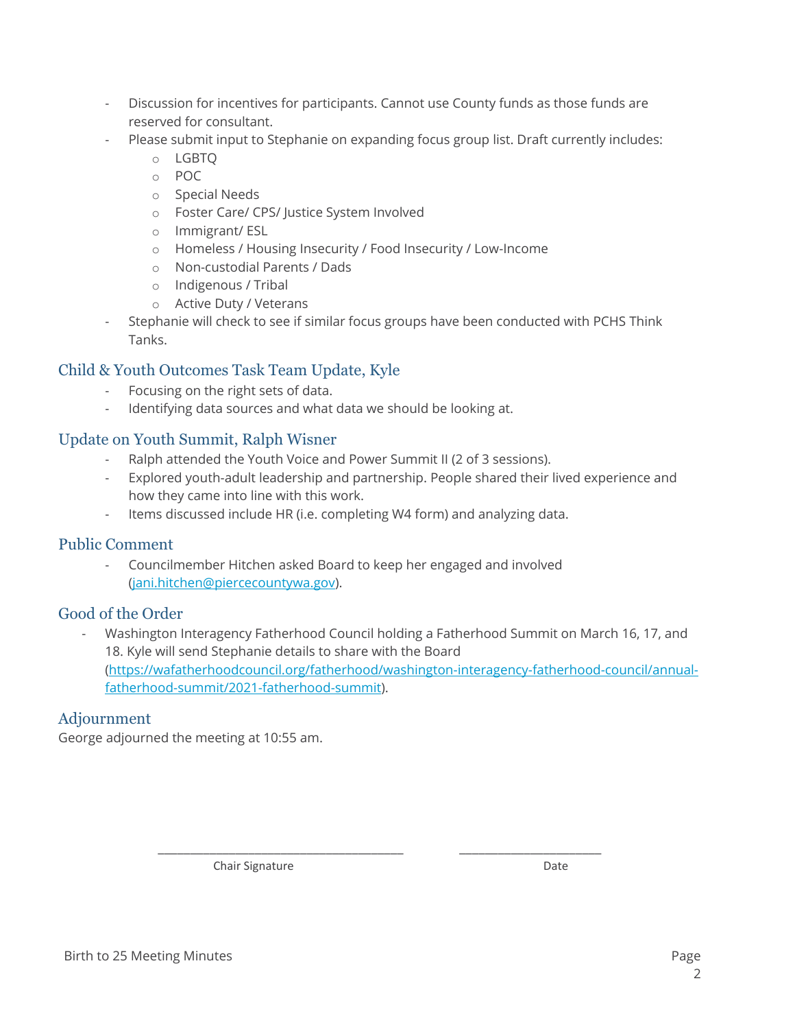- Discussion for incentives for participants. Cannot use County funds as those funds are reserved for consultant.
- Please submit input to Stephanie on expanding focus group list. Draft currently includes:
  - LGBTQ
  - POC
  - Special Needs
  - Foster Care/ CPS/ Justice System Involved
  - Immigrant/ ESL
  - Homeless / Housing Insecurity / Food Insecurity / Low-Income
  - Non-custodial Parents / Dads
  - Indigenous / Tribal
  - Active Duty / Veterans
- Stephanie will check to see if similar focus groups have been conducted with PCHS Think Tanks.

## Child & Youth Outcomes Task Team Update, Kyle

- Focusing on the right sets of data.
- Identifying data sources and what data we should be looking at.

## Update on Youth Summit, Ralph Wisner

- Ralph attended the Youth Voice and Power Summit II (2 of 3 sessions).
- Explored youth-adult leadership and partnership. People shared their lived experience and how they came into line with this work.
- Items discussed include HR (i.e. completing W4 form) and analyzing data.

## Public Comment

- Councilmember Hitchen asked Board to keep her engaged and involved (jani.hitchen@piercecountywa.gov).

## Good of the Order

- Washington Interagency Fatherhood Council holding a Fatherhood Summit on March 16, 17, and 18. Kyle will send Stephanie details to share with the Board (https://wafatherhoodcouncil.org/fatherhood/washington-interagency-fatherhood-council/annual-fatherhood-summit/2021-fatherhood-summit).

## Adjournment

George adjourned the meeting at 10:55 am.

\_\_\_\_\_\_\_\_\_\_\_\_\_\_\_\_\_\_\_\_\_\_\_\_\_\_\_\_\_\_\_\_\_\_\_\_\_\_ \_\_\_\_\_\_\_\_\_\_\_\_\_\_\_\_\_\_\_\_\_\_\_

Chair Signature Date